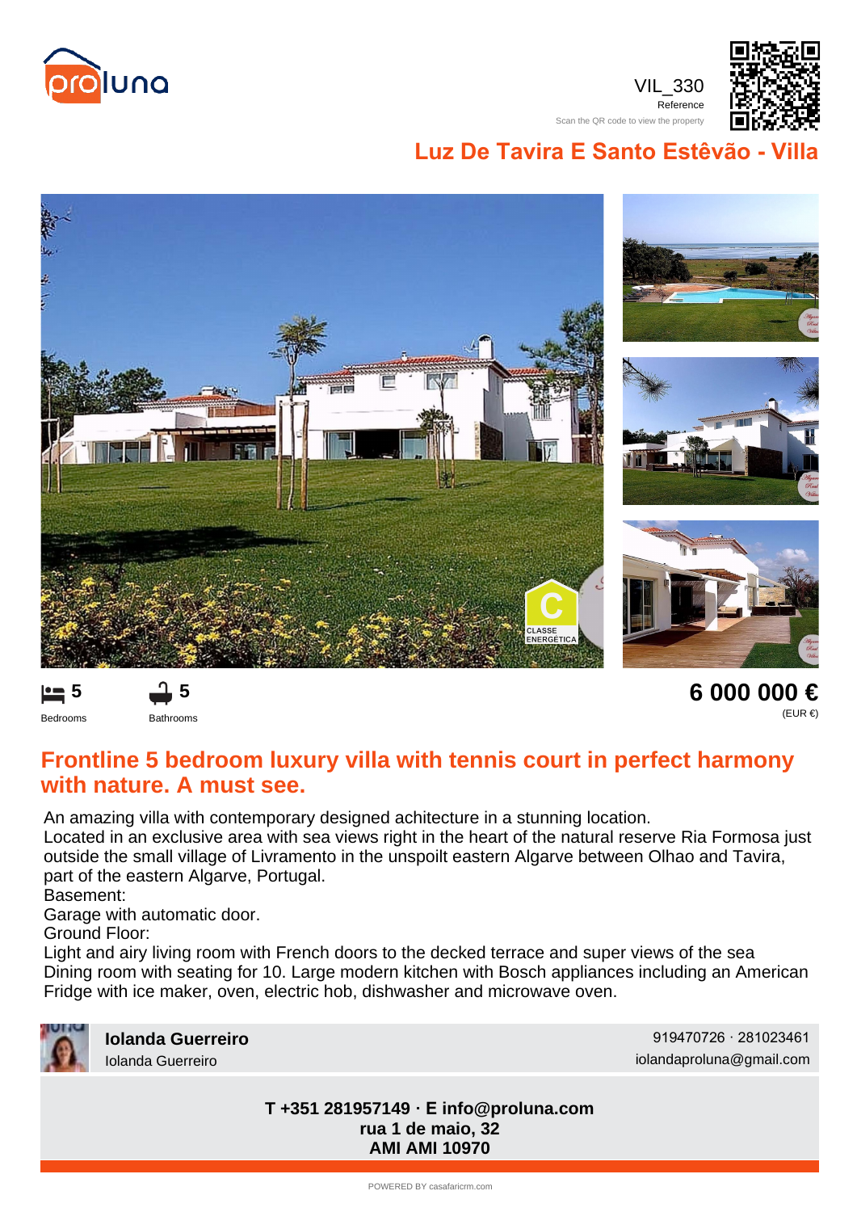VIL_330
Reference

Scan the QR code to view the property

# Luz De Tavira E Santo Estêvão - Villa

CLASSE ENERGÉTICA C

5 Bedrooms

5 Bathrooms

**6 000 000 €**
(EUR €)

## Frontline 5 bedroom luxury villa with tennis court in perfect harmony with nature. A must see.

An amazing villa with contemporary designed achitecture in a stunning location.
Located in an exclusive area with sea views right in the heart of the natural reserve Ria Formosa just outside the small village of Livramento in the unspoilt eastern Algarve between Olhao and Tavira, part of the eastern Algarve, Portugal.
Basement:
Garage with automatic door.
Ground Floor:
Light and airy living room with French doors to the decked terrace and super views of the sea
Dining room with seating for 10. Large modern kitchen with Bosch appliances including an American Fridge with ice maker, oven, electric hob, dishwasher and microwave oven.

**Iolanda Guerreiro**
Iolanda Guerreiro

919470726 · 281023461
iolandaproluna@gmail.com

**T +351 281957149 · E info@proluna.com**
**rua 1 de maio, 32**
**AMI AMI 10970**

POWERED BY casafaricrm.com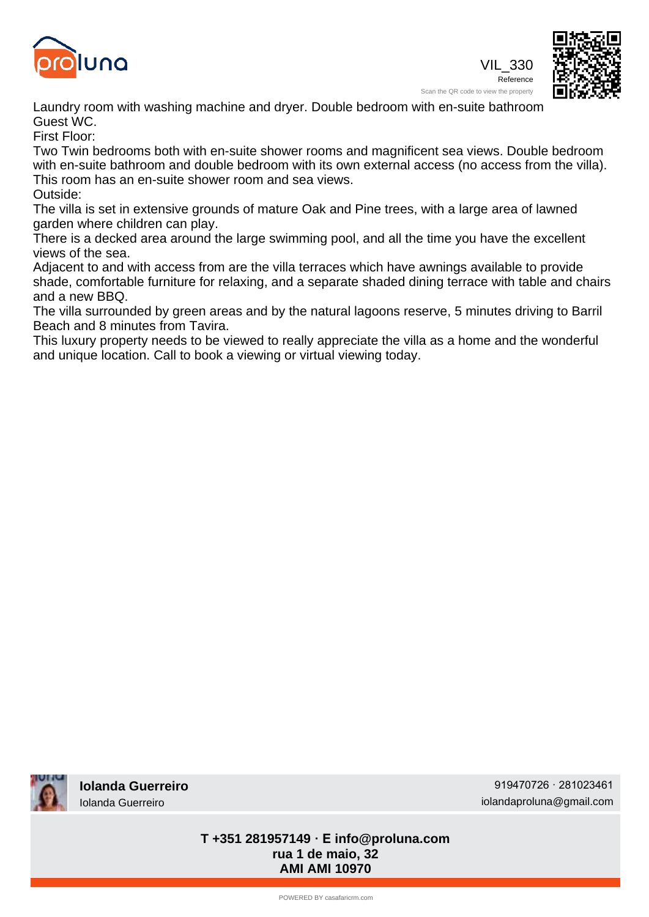VIL_330
Reference
Scan the QR code to view the property

Laundry room with washing machine and dryer. Double bedroom with en-suite bathroom
Guest WC.
First Floor:
Two Twin bedrooms both with en-suite shower rooms and magnificent sea views. Double bedroom with en-suite bathroom and double bedroom with its own external access (no access from the villa). This room has an en-suite shower room and sea views.
Outside:
The villa is set in extensive grounds of mature Oak and Pine trees, with a large area of lawned garden where children can play.
There is a decked area around the large swimming pool, and all the time you have the excellent views of the sea.
Adjacent to and with access from are the villa terraces which have awnings available to provide shade, comfortable furniture for relaxing, and a separate shaded dining terrace with table and chairs and a new BBQ.
The villa surrounded by green areas and by the natural lagoons reserve, 5 minutes driving to Barril Beach and 8 minutes from Tavira.
This luxury property needs to be viewed to really appreciate the villa as a home and the wonderful and unique location. Call to book a viewing or virtual viewing today.

**Iolanda Guerreiro**
Iolanda Guerreiro

919470726 · 281023461
iolandaproluna@gmail.com

**T +351 281957149 · E info@proluna.com**
**rua 1 de maio, 32**
**AMI AMI 10970**

POWERED BY casafaricrm.com